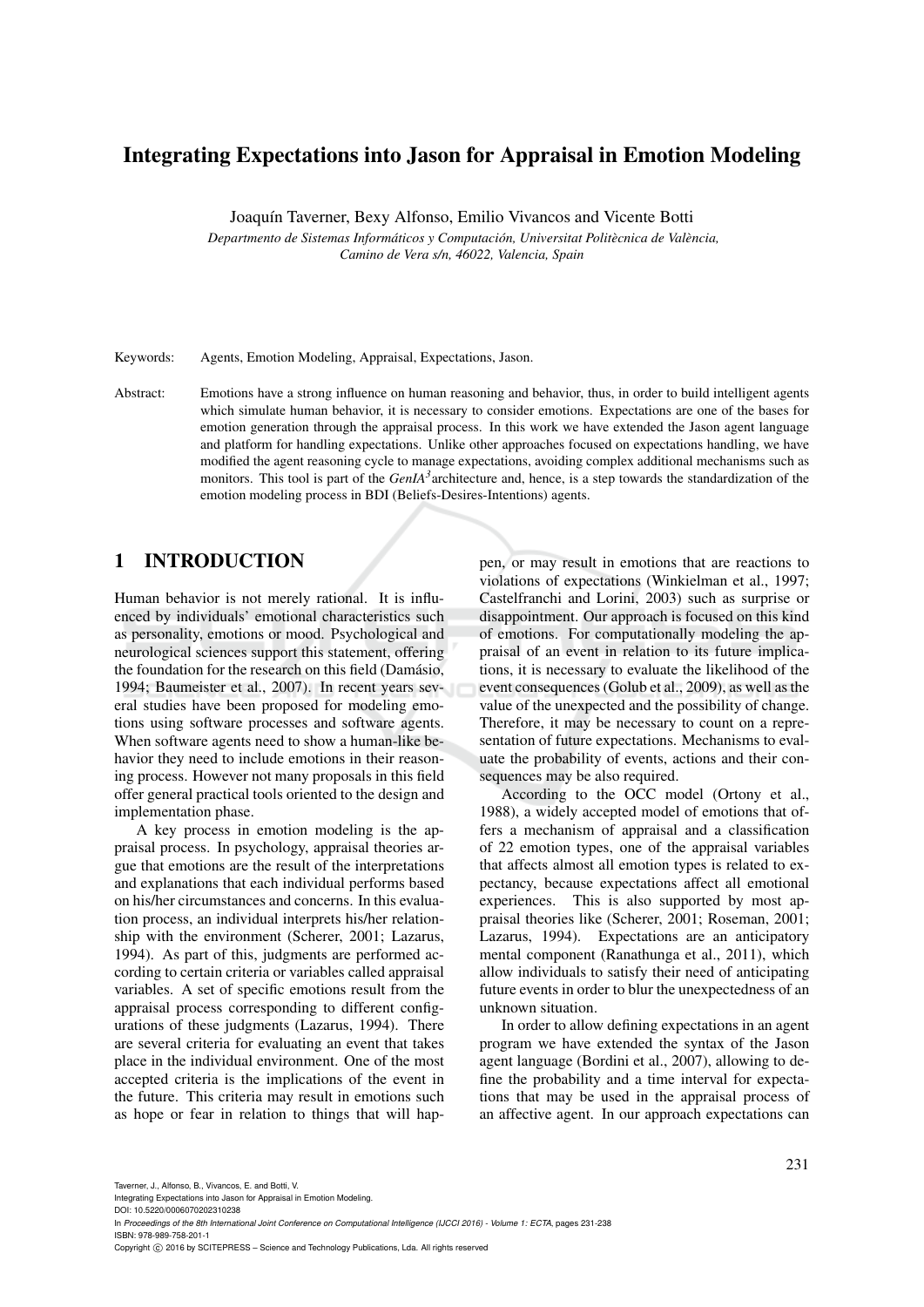# Integrating Expectations into Jason for Appraisal in Emotion Modeling

Joaquín Taverner, Bexy Alfonso, Emilio Vivancos and Vicente Botti

*Departmento de Sistemas Informáticos y Computación, Universitat Politècnica de València, Camino de Vera s/n, 46022, Valencia, Spain*

Keywords: Agents, Emotion Modeling, Appraisal, Expectations, Jason.

Abstract: Emotions have a strong influence on human reasoning and behavior, thus, in order to build intelligent agents which simulate human behavior, it is necessary to consider emotions. Expectations are one of the bases for emotion generation through the appraisal process. In this work we have extended the Jason agent language and platform for handling expectations. Unlike other approaches focused on expectations handling, we have modified the agent reasoning cycle to manage expectations, avoiding complex additional mechanisms such as monitors. This tool is part of the *GenIA[3]* architecture and, hence, is a step towards the standardization of the emotion modeling process in BDI (Beliefs-Desires-Intentions) agents.

## 1 INTRODUCTION

Human behavior is not merely rational. It is influenced by individuals' emotional characteristics such as personality, emotions or mood. Psychological and neurological sciences support this statement, offering the foundation for the research on this field (Damásio, 1994; Baumeister et al., 2007). In recent years several studies have been proposed for modeling emotions using software processes and software agents. When software agents need to show a human-like behavior they need to include emotions in their reasoning process. However not many proposals in this field offer general practical tools oriented to the design and implementation phase.

A key process in emotion modeling is the appraisal process. In psychology, appraisal theories argue that emotions are the result of the interpretations and explanations that each individual performs based on his/her circumstances and concerns. In this evaluation process, an individual interprets his/her relationship with the environment (Scherer, 2001; Lazarus, 1994). As part of this, judgments are performed according to certain criteria or variables called appraisal variables. A set of specific emotions result from the appraisal process corresponding to different configurations of these judgments (Lazarus, 1994). There are several criteria for evaluating an event that takes place in the individual environment. One of the most accepted criteria is the implications of the event in the future. This criteria may result in emotions such as hope or fear in relation to things that will happen, or may result in emotions that are reactions to violations of expectations (Winkielman et al., 1997; Castelfranchi and Lorini, 2003) such as surprise or disappointment. Our approach is focused on this kind of emotions. For computationally modeling the appraisal of an event in relation to its future implications, it is necessary to evaluate the likelihood of the event consequences (Golub et al., 2009), as well as the value of the unexpected and the possibility of change. Therefore, it may be necessary to count on a representation of future expectations. Mechanisms to evaluate the probability of events, actions and their consequences may be also required.

According to the OCC model (Ortony et al., 1988), a widely accepted model of emotions that offers a mechanism of appraisal and a classification of 22 emotion types, one of the appraisal variables that affects almost all emotion types is related to expectancy, because expectations affect all emotional experiences. This is also supported by most appraisal theories like (Scherer, 2001; Roseman, 2001; Lazarus, 1994). Expectations are an anticipatory mental component (Ranathunga et al., 2011), which allow individuals to satisfy their need of anticipating future events in order to blur the unexpectedness of an unknown situation.

In order to allow defining expectations in an agent program we have extended the syntax of the Jason agent language (Bordini et al., 2007), allowing to define the probability and a time interval for expectations that may be used in the appraisal process of an affective agent. In our approach expectations can

Taverner, J., Alfonso, B., Vivancos, E. and Botti, V.
Integrating Expectations into Jason for Appraisal in Emotion Modeling.
DOI: 10.5220/0006070202310238
In *Proceedings of the 8th International Joint Conference on Computational Intelligence (IJCCI 2016) - Volume 1: ECTA*, pages 231-238
ISBN: 978-989-758-201-1
Copyright © 2016 by SCITEPRESS – Science and Technology Publications, Lda. All rights reserved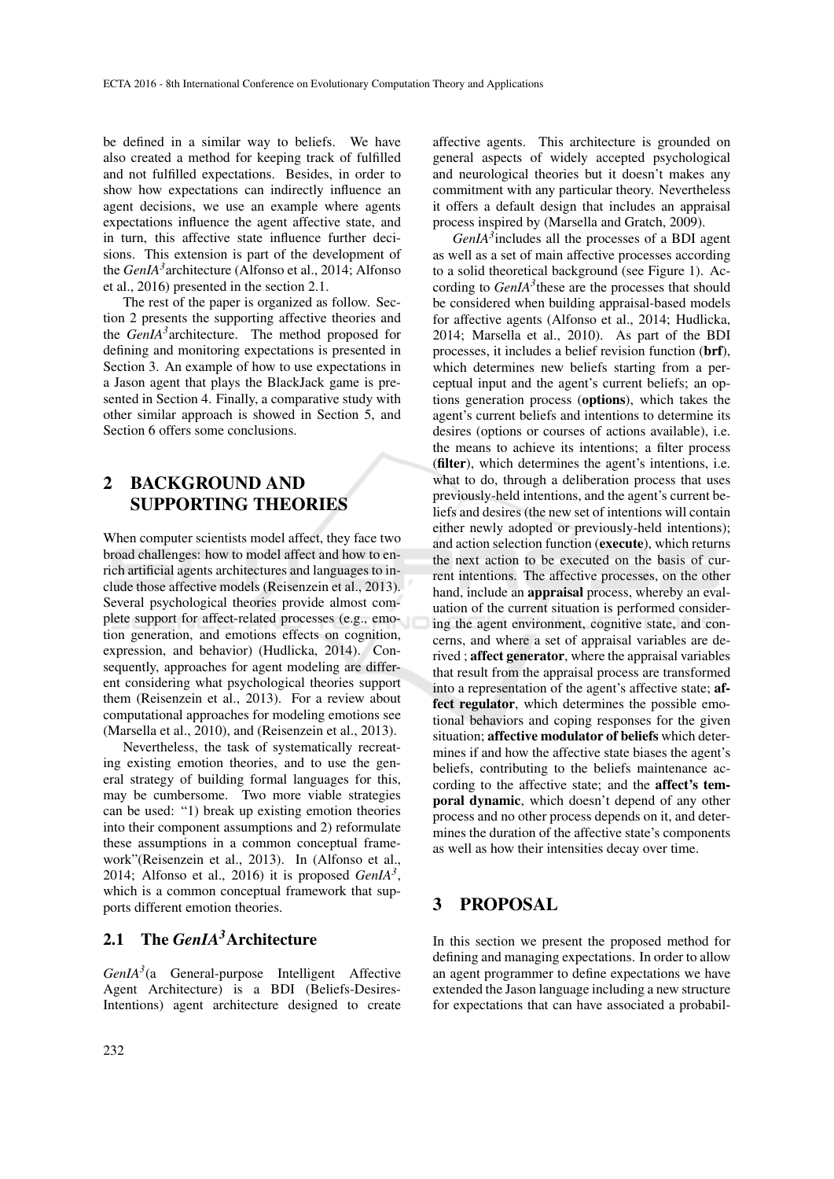be defined in a similar way to beliefs. We have also created a method for keeping track of fulfilled and not fulfilled expectations. Besides, in order to show how expectations can indirectly influence an agent decisions, we use an example where agents expectations influence the agent affective state, and in turn, this affective state influence further decisions. This extension is part of the development of the *GenIA[3]* architecture (Alfonso et al., 2014; Alfonso et al., 2016) presented in the section 2.1.

The rest of the paper is organized as follow. Section 2 presents the supporting affective theories and the *GenIA[3]* architecture. The method proposed for defining and monitoring expectations is presented in Section 3. An example of how to use expectations in a Jason agent that plays the BlackJack game is presented in Section 4. Finally, a comparative study with other similar approach is showed in Section 5, and Section 6 offers some conclusions.

## 2 BACKGROUND AND SUPPORTING THEORIES

When computer scientists model affect, they face two broad challenges: how to model affect and how to enrich artificial agents architectures and languages to include those affective models (Reisenzein et al., 2013). Several psychological theories provide almost complete support for affect-related processes (e.g., emotion generation, and emotions effects on cognition, expression, and behavior) (Hudlicka, 2014). Consequently, approaches for agent modeling are different considering what psychological theories support them (Reisenzein et al., 2013). For a review about computational approaches for modeling emotions see (Marsella et al., 2010), and (Reisenzein et al., 2013).

Nevertheless, the task of systematically recreating existing emotion theories, and to use the general strategy of building formal languages for this, may be cumbersome. Two more viable strategies can be used: "1) break up existing emotion theories into their component assumptions and 2) reformulate these assumptions in a common conceptual framework"(Reisenzein et al., 2013). In (Alfonso et al., 2014; Alfonso et al., 2016) it is proposed *GenIA[3]*, which is a common conceptual framework that supports different emotion theories.

### 2.1 The *GenIA[3]* Architecture

*GenIA[3]*(a General-purpose Intelligent Affective Agent Architecture) is a BDI (Beliefs-Desires-Intentions) agent architecture designed to create affective agents. This architecture is grounded on general aspects of widely accepted psychological and neurological theories but it doesn't makes any commitment with any particular theory. Nevertheless it offers a default design that includes an appraisal process inspired by (Marsella and Gratch, 2009).

*GenIA[3]*includes all the processes of a BDI agent as well as a set of main affective processes according to a solid theoretical background (see Figure 1). According to *GenIA[3]*these are the processes that should be considered when building appraisal-based models for affective agents (Alfonso et al., 2014; Hudlicka, 2014; Marsella et al., 2010). As part of the BDI processes, it includes a belief revision function (**brf**), which determines new beliefs starting from a perceptual input and the agent's current beliefs; an options generation process (**options**), which takes the agent's current beliefs and intentions to determine its desires (options or courses of actions available), i.e. the means to achieve its intentions; a filter process (**filter**), which determines the agent's intentions, i.e. what to do, through a deliberation process that uses previously-held intentions, and the agent's current beliefs and desires (the new set of intentions will contain either newly adopted or previously-held intentions); and action selection function (**execute**), which returns the next action to be executed on the basis of current intentions. The affective processes, on the other hand, include an **appraisal** process, whereby an evaluation of the current situation is performed considering the agent environment, cognitive state, and concerns, and where a set of appraisal variables are derived ; **affect generator**, where the appraisal variables that result from the appraisal process are transformed into a representation of the agent's affective state; **affect regulator**, which determines the possible emotional behaviors and coping responses for the given situation; **affective modulator of beliefs** which determines if and how the affective state biases the agent's beliefs, contributing to the beliefs maintenance according to the affective state; and the **affect's temporal dynamic**, which doesn't depend of any other process and no other process depends on it, and determines the duration of the affective state's components as well as how their intensities decay over time.

## 3 PROPOSAL

In this section we present the proposed method for defining and managing expectations. In order to allow an agent programmer to define expectations we have extended the Jason language including a new structure for expectations that can have associated a probabil-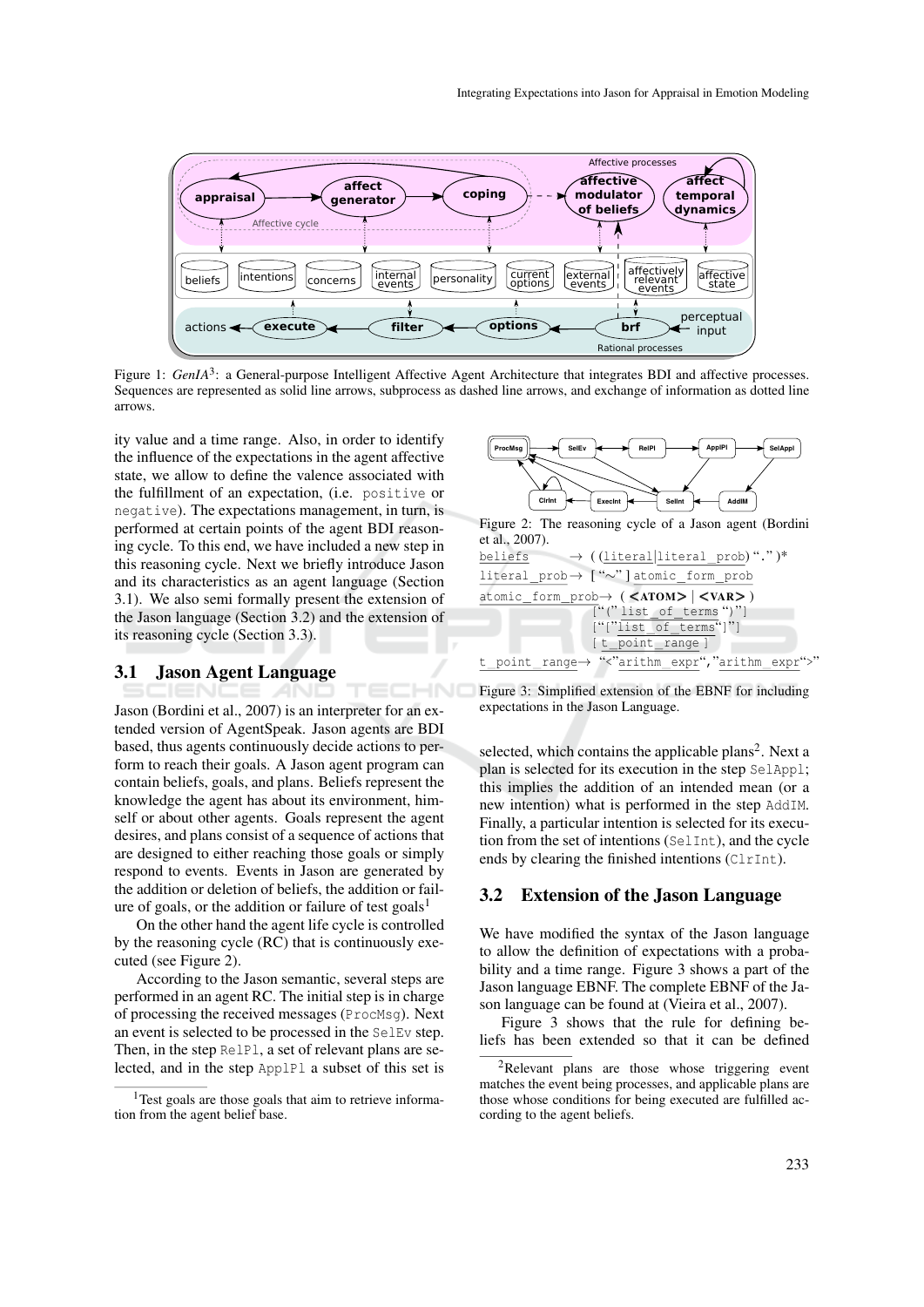Figure 1: *GenIA*[3]: a General-purpose Intelligent Affective Agent Architecture that integrates BDI and affective processes. Sequences are represented as solid line arrows, subprocess as dashed line arrows, and exchange of information as dotted line arrows.

ity value and a time range. Also, in order to identify the influence of the expectations in the agent affective state, we allow to define the valence associated with the fulfillment of an expectation, (i.e. `positive` or `negative`). The expectations management, in turn, is performed at certain points of the agent BDI reasoning cycle. To this end, we have included a new step in this reasoning cycle. Next we briefly introduce Jason and its characteristics as an agent language (Section 3.1). We also semi formally present the extension of the Jason language (Section 3.2) and the extension of its reasoning cycle (Section 3.3).

### 3.1 Jason Agent Language

Jason (Bordini et al., 2007) is an interpreter for an extended version of AgentSpeak. Jason agents are BDI based, thus agents continuously decide actions to perform to reach their goals. A Jason agent program can contain beliefs, goals, and plans. Beliefs represent the knowledge the agent has about its environment, himself or about other agents. Goals represent the agent desires, and plans consist of a sequence of actions that are designed to either reaching those goals or simply respond to events. Events in Jason are generated by the addition or deletion of beliefs, the addition or failure of goals, or the addition or failure of test goals[1]

On the other hand the agent life cycle is controlled by the reasoning cycle (RC) that is continuously executed (see Figure 2).

According to the Jason semantic, several steps are performed in an agent RC. The initial step is in charge of processing the received messages (`ProcMsg`). Next an event is selected to be processed in the `SelEv` step. Then, in the step `RelPl`, a set of relevant plans are selected, and in the step `ApplPl` a subset of this set is

[1]Test goals are those goals that aim to retrieve information from the agent belief base.

Figure 2: The reasoning cycle of a Jason agent (Bordini et al., 2007).

```
beliefs            → ( (literal | literal_prob) "." )*
literal_prob       → [ "~" ] atomic_form_prob
atomic_form_prob   → ( <ATOM> | <VAR> )
                     [ "(" list_of_terms ")" ]
                     [ "[" list_of_terms "]" ]
                     [ t_point_range ]
t_point_range      → "<" arithm_expr "," arithm_expr ">"
```

Figure 3: Simplified extension of the EBNF for including expectations in the Jason Language.

selected, which contains the applicable plans[2]. Next a plan is selected for its execution in the step `SelAppl`; this implies the addition of an intended mean (or a new intention) what is performed in the step `AddIM`. Finally, a particular intention is selected for its execution from the set of intentions (`SelInt`), and the cycle ends by clearing the finished intentions (`ClrInt`).

### 3.2 Extension of the Jason Language

We have modified the syntax of the Jason language to allow the definition of expectations with a probability and a time range. Figure 3 shows a part of the Jason language EBNF. The complete EBNF of the Jason language can be found at (Vieira et al., 2007).

Figure 3 shows that the rule for defining beliefs has been extended so that it can be defined

[2]Relevant plans are those whose triggering event matches the event being processes, and applicable plans are those whose conditions for being executed are fulfilled according to the agent beliefs.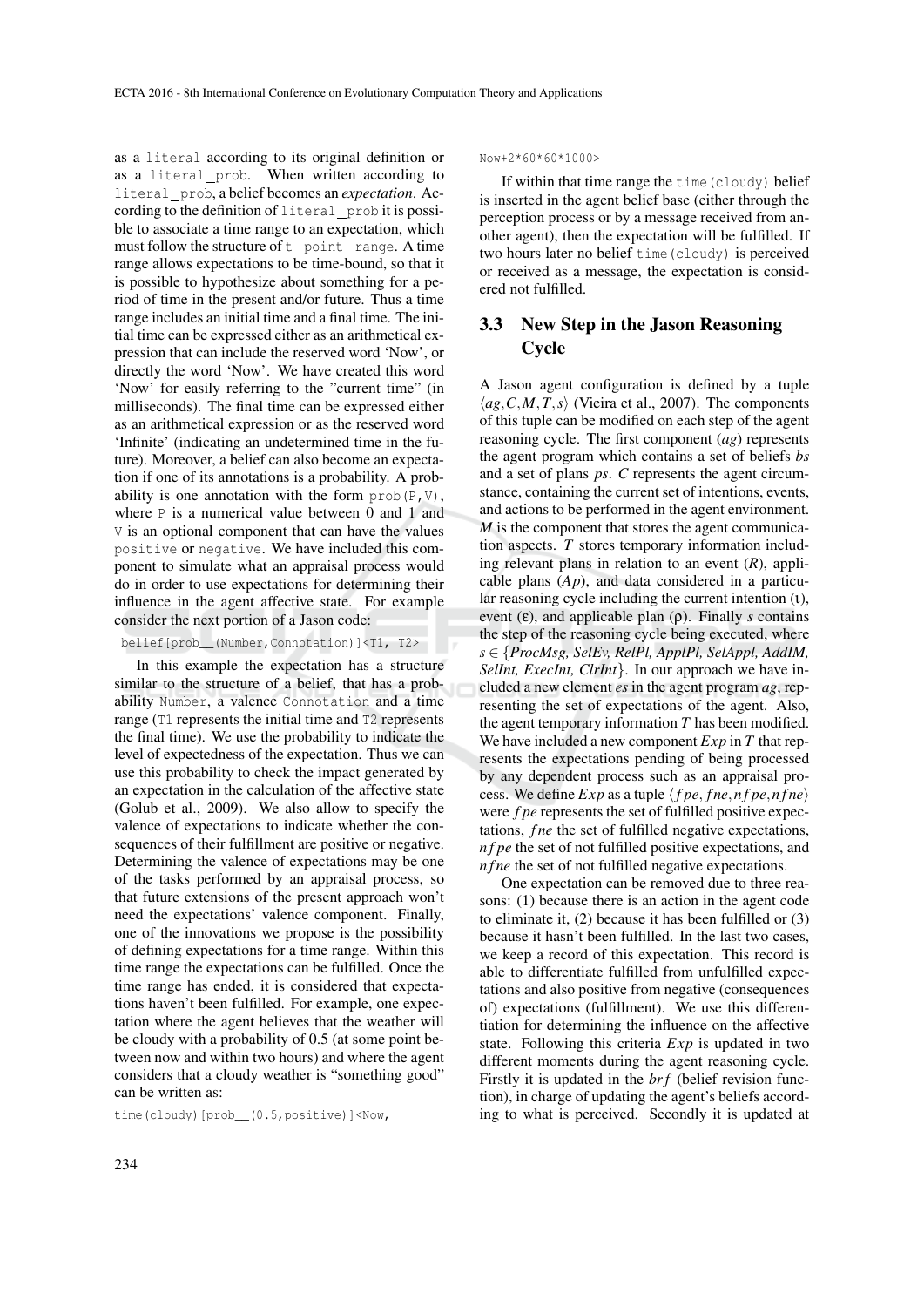as a `literal` according to its original definition or as a `literal_prob`. When written according to `literal_prob`, a belief becomes an *expectation*. According to the definition of `literal_prob` it is possible to associate a time range to an expectation, which must follow the structure of `t_point_range`. A time range allows expectations to be time-bound, so that it is possible to hypothesize about something for a period of time in the present and/or future. Thus a time range includes an initial time and a final time. The initial time can be expressed either as an arithmetical expression that can include the reserved word 'Now', or directly the word 'Now'. We have created this word 'Now' for easily referring to the "current time" (in milliseconds). The final time can be expressed either as an arithmetical expression or as the reserved word 'Infinite' (indicating an undetermined time in the future). Moreover, a belief can also become an expectation if one of its annotations is a probability. A probability is one annotation with the form `prob(P,V)`, where `P` is a numerical value between 0 and 1 and `V` is an optional component that can have the values `positive` or `negative`. We have included this component to simulate what an appraisal process would do in order to use expectations for determining their influence in the agent affective state. For example consider the next portion of a Jason code:

```
belief[prob__(Number,Connotation)]<T1, T2>
```

In this example the expectation has a structure similar to the structure of a belief, that has a probability `Number`, a valence `Connotation` and a time range (`T1` represents the initial time and `T2` represents the final time). We use the probability to indicate the level of expectedness of the expectation. Thus we can use this probability to check the impact generated by an expectation in the calculation of the affective state (Golub et al., 2009). We also allow to specify the valence of expectations to indicate whether the consequences of their fulfillment are positive or negative. Determining the valence of expectations may be one of the tasks performed by an appraisal process, so that future extensions of the present approach won't need the expectations' valence component. Finally, one of the innovations we propose is the possibility of defining expectations for a time range. Within this time range the expectations can be fulfilled. Once the time range has ended, it is considered that expectations haven't been fulfilled. For example, one expectation where the agent believes that the weather will be cloudy with a probability of 0.5 (at some point between now and within two hours) and where the agent considers that a cloudy weather is "something good" can be written as:

```
time(cloudy)[prob__(0.5,positive)]<Now,
Now+2*60*60*1000>
```

If within that time range the `time(cloudy)` belief is inserted in the agent belief base (either through the perception process or by a message received from another agent), then the expectation will be fulfilled. If two hours later no belief `time(cloudy)` is perceived or received as a message, the expectation is considered not fulfilled.

### 3.3 New Step in the Jason Reasoning Cycle

A Jason agent configuration is defined by a tuple $\langle ag, C, M, T, s\rangle$ (Vieira et al., 2007). The components of this tuple can be modified on each step of the agent reasoning cycle. The first component ($ag$) represents the agent program which contains a set of beliefs $bs$ and a set of plans $ps$. $C$ represents the agent circumstance, containing the current set of intentions, events, and actions to be performed in the agent environment. $M$ is the component that stores the agent communication aspects. $T$ stores temporary information including relevant plans in relation to an event ($R$), applicable plans ($Ap$), and data considered in a particular reasoning cycle including the current intention ($\iota$), event ($\varepsilon$), and applicable plan ($\rho$). Finally $s$ contains the step of the reasoning cycle being executed, where $s \in \{ProcMsg, SelEv, RelPl, ApplPl, SelAppl, AddIM, SelInt, ExecInt, ClrInt\}$. In our approach we have included a new element $es$ in the agent program $ag$, representing the set of expectations of the agent. Also, the agent temporary information $T$ has been modified. We have included a new component $Exp$ in $T$ that represents the expectations pending of being processed by any dependent process such as an appraisal process. We define $Exp$ as a tuple $\langle fpe, fne, nfpe, nfne\rangle$ were $fpe$ represents the set of fulfilled positive expectations, $fne$ the set of fulfilled negative expectations, $nfpe$ the set of not fulfilled positive expectations, and $nfne$ the set of not fulfilled negative expectations.

One expectation can be removed due to three reasons: (1) because there is an action in the agent code to eliminate it, (2) because it has been fulfilled or (3) because it hasn't been fulfilled. In the last two cases, we keep a record of this expectation. This record is able to differentiate fulfilled from unfulfilled expectations and also positive from negative (consequences of) expectations (fulfillment). We use this differentiation for determining the influence on the affective state. Following this criteria $Exp$ is updated in two different moments during the agent reasoning cycle. Firstly it is updated in the $brf$ (belief revision function), in charge of updating the agent's beliefs according to what is perceived. Secondly it is updated at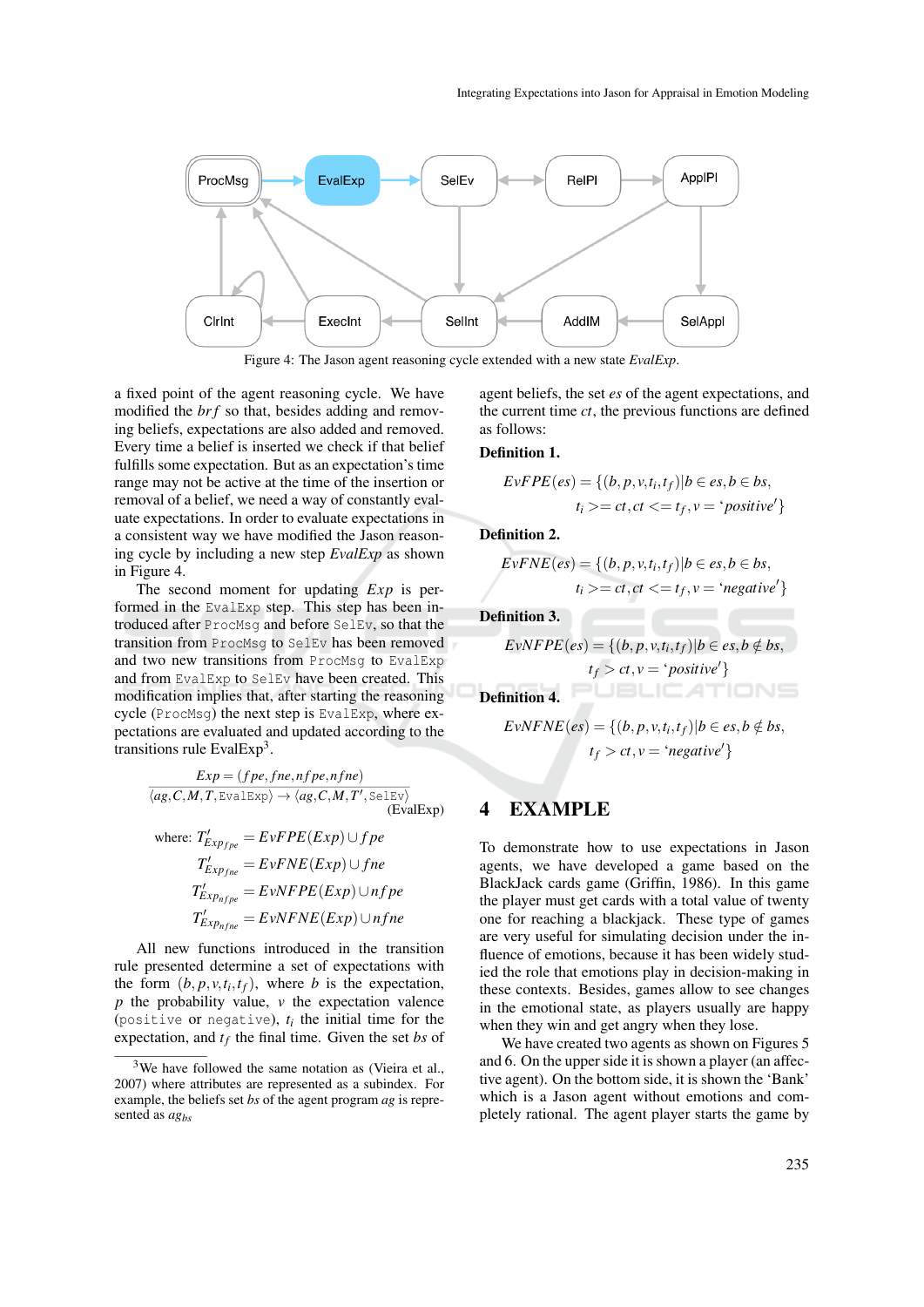Figure 4: The Jason agent reasoning cycle extended with a new state *EvalExp*.

a fixed point of the agent reasoning cycle. We have modified the $brf$ so that, besides adding and removing beliefs, expectations are also added and removed. Every time a belief is inserted we check if that belief fulfills some expectation. But as an expectation's time range may not be active at the time of the insertion or removal of a belief, we need a way of constantly evaluate expectations. In order to evaluate expectations in a consistent way we have modified the Jason reasoning cycle by including a new step *EvalExp* as shown in Figure 4.

The second moment for updating $Exp$ is performed in the `EvalExp` step. This step has been introduced after `ProcMsg` and before `SelEv`, so that the transition from `ProcMsg` to `SelEv` has been removed and two new transitions from `ProcMsg` to `EvalExp` and from `EvalExp` to `SelEv` have been created. This modification implies that, after starting the reasoning cycle (`ProcMsg`) the next step is `EvalExp`, where expectations are evaluated and updated according to the transitions rule EvalExp[3].

$$\frac{Exp = (fpe, fne, nfpe, nfne)}{\langle ag, C, M, T, \texttt{EvalExp}\rangle \rightarrow \langle ag, C, M, T', \texttt{SelEv}\rangle} \quad \text{(EvalExp)}$$

$$\begin{aligned} \text{where: } T'_{Exp_{fpe}} &= EvFPE(Exp) \cup fpe \\ T'_{Exp_{fne}} &= EvFNE(Exp) \cup fne \\ T'_{Exp_{nfpe}} &= EvNFPE(Exp) \cup nfpe \\ T'_{Exp_{nfne}} &= EvNFNE(Exp) \cup nfne \end{aligned}$$

All new functions introduced in the transition rule presented determine a set of expectations with the form $(b, p, v, t_i, t_f)$, where $b$ is the expectation, $p$ the probability value, $v$ the expectation valence (`positive` or `negative`), $t_i$ the initial time for the expectation, and $t_f$ the final time. Given the set $bs$ of agent beliefs, the set $es$ of the agent expectations, and the current time $ct$, the previous functions are defined as follows:

**Definition 1.**

$$EvFPE(es) = \{(b, p, v, t_i, t_f) | b \in es, b \in bs, \\ t_i >= ct, ct <= t_f, v = \text{`}positive\text{'}\}$$

**Definition 2.**

$$EvFNE(es) = \{(b, p, v, t_i, t_f) | b \in es, b \in bs, \\ t_i >= ct, ct <= t_f, v = \text{`}negative\text{'}\}$$

**Definition 3.**

$$EvNFPE(es) = \{(b, p, v, t_i, t_f) | b \in es, b \notin bs, \\ t_f > ct, v = \text{`}positive\text{'}\}$$

**Definition 4.**

$$EvNFNE(es) = \{(b, p, v, t_i, t_f) | b \in es, b \notin bs, \\ t_f > ct, v = \text{`}negative\text{'}\}$$

# 4 EXAMPLE

To demonstrate how to use expectations in Jason agents, we have developed a game based on the BlackJack cards game (Griffin, 1986). In this game the player must get cards with a total value of twenty one for reaching a blackjack. These type of games are very useful for simulating decision under the influence of emotions, because it has been widely studied the role that emotions play in decision-making in these contexts. Besides, games allow to see changes in the emotional state, as players usually are happy when they win and get angry when they lose.

We have created two agents as shown on Figures 5 and 6. On the upper side it is shown a player (an affective agent). On the bottom side, it is shown the 'Bank' which is a Jason agent without emotions and completely rational. The agent player starts the game by

[3] We have followed the same notation as (Vieira et al., 2007) where attributes are represented as a subindex. For example, the beliefs set $bs$ of the agent program $ag$ is represented as $ag_{bs}$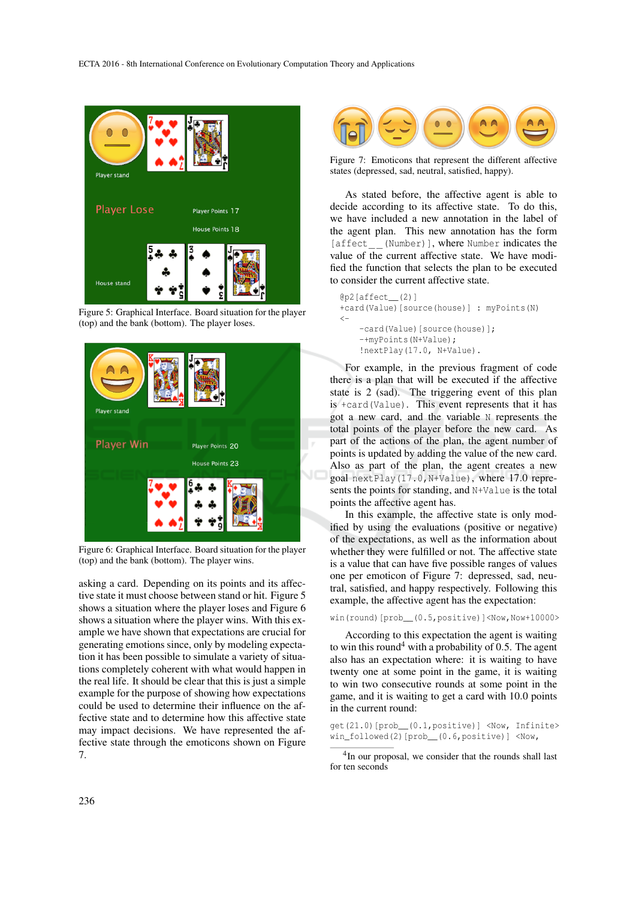Figure 5: Graphical Interface. Board situation for the player (top) and the bank (bottom). The player loses.

Figure 6: Graphical Interface. Board situation for the player (top) and the bank (bottom). The player wins.

asking a card. Depending on its points and its affective state it must choose between stand or hit. Figure 5 shows a situation where the player loses and Figure 6 shows a situation where the player wins. With this example we have shown that expectations are crucial for generating emotions since, only by modeling expectation it has been possible to simulate a variety of situations completely coherent with what would happen in the real life. It should be clear that this is just a simple example for the purpose of showing how expectations could be used to determine their influence on the affective state and to determine how this affective state may impact decisions. We have represented the affective state through the emoticons shown on Figure 7.

Figure 7: Emoticons that represent the different affective states (depressed, sad, neutral, satisfied, happy).

As stated before, the affective agent is able to decide according to its affective state. To do this, we have included a new annotation in the label of the agent plan. This new annotation has the form `[affect__(Number)]`, where `Number` indicates the value of the current affective state. We have modified the function that selects the plan to be executed to consider the current affective state.

```
@p2[affect__(2)]
+card(Value)[source(house)] : myPoints(N)
<-
    -card(Value)[source(house)];
    -+myPoints(N+Value);
    !nextPlay(17.0, N+Value).
```

For example, in the previous fragment of code there is a plan that will be executed if the affective state is 2 (sad). The triggering event of this plan is `+card(Value)`. This event represents that it has got a new card, and the variable `N` represents the total points of the player before the new card. As part of the actions of the plan, the agent number of points is updated by adding the value of the new card. Also as part of the plan, the agent creates a new goal `nextPlay(17.0,N+Value)`, where 17.0 represents the points for standing, and `N+Value` is the total points the affective agent has.

In this example, the affective state is only modified by using the evaluations (positive or negative) of the expectations, as well as the information about whether they were fulfilled or not. The affective state is a value that can have five possible ranges of values one per emoticon of Figure 7: depressed, sad, neutral, satisfied, and happy respectively. Following this example, the affective agent has the expectation:

```
win(round)[prob__(0.5,positive)]<Now,Now+10000>
```

According to this expectation the agent is waiting to win this round[4] with a probability of 0.5. The agent also has an expectation where: it is waiting to have twenty one at some point in the game, it is waiting to win two consecutive rounds at some point in the game, and it is waiting to get a card with 10.0 points in the current round:

```
get(21.0)[prob__(0.1,positive)] <Now, Infinite>
win_followed(2)[prob__(0.6,positive)] <Now,
```

[4] In our proposal, we consider that the rounds shall last for ten seconds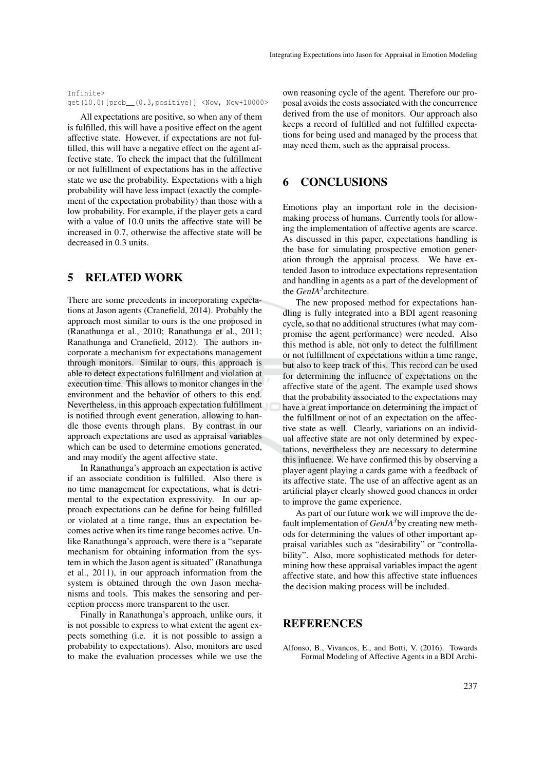```
Infinite>
get(10.0)[prob__(0.3,positive)] <Now, Now+10000>
```

All expectations are positive, so when any of them is fulfilled, this will have a positive effect on the agent affective state. However, if expectations are not fulfilled, this will have a negative effect on the agent affective state. To check the impact that the fulfillment or not fulfillment of expectations has in the affective state we use the probability. Expectations with a high probability will have less impact (exactly the complement of the expectation probability) than those with a low probability. For example, if the player gets a card with a value of 10.0 units the affective state will be increased in 0.7, otherwise the affective state will be decreased in 0.3 units.

## 5 RELATED WORK

There are some precedents in incorporating expectations at Jason agents (Cranefield, 2014). Probably the approach most similar to ours is the one proposed in (Ranathunga et al., 2010; Ranathunga et al., 2011; Ranathunga and Cranefield, 2012). The authors incorporate a mechanism for expectations management through monitors. Similar to ours, this approach is able to detect expectations fulfillment and violation at execution time. This allows to monitor changes in the environment and the behavior of others to this end. Nevertheless, in this approach expectation fulfillment is notified through event generation, allowing to handle those events through plans. By contrast in our approach expectations are used as appraisal variables which can be used to determine emotions generated, and may modify the agent affective state.

In Ranathunga's approach an expectation is active if an associate condition is fulfilled. Also there is no time management for expectations, what is detrimental to the expectation expressivity. In our approach expectations can be define for being fulfilled or violated at a time range, thus an expectation becomes active when its time range becomes active. Unlike Ranathunga's approach, were there is a "separate mechanism for obtaining information from the system in which the Jason agent is situated" (Ranathunga et al., 2011), in our approach information from the system is obtained through the own Jason mechanisms and tools. This makes the sensoring and perception process more transparent to the user.

Finally in Ranathunga's approach, unlike ours, it is not possible to express to what extent the agent expects something (i.e. it is not possible to assign a probability to expectations). Also, monitors are used to make the evaluation processes while we use the own reasoning cycle of the agent. Therefore our proposal avoids the costs associated with the concurrence derived from the use of monitors. Our approach also keeps a record of fulfilled and not fulfilled expectations for being used and managed by the process that may need them, such as the appraisal process.

## 6 CONCLUSIONS

Emotions play an important role in the decision-making process of humans. Currently tools for allowing the implementation of affective agents are scarce. As discussed in this paper, expectations handling is the base for simulating prospective emotion generation through the appraisal process. We have extended Jason to introduce expectations representation and handling in agents as a part of the development of the *GenIA[3]* architecture.

The new proposed method for expectations handling is fully integrated into a BDI agent reasoning cycle, so that no additional structures (what may compromise the agent performance) were needed. Also this method is able, not only to detect the fulfillment or not fulfillment of expectations within a time range, but also to keep track of this. This record can be used for determining the influence of expectations on the affective state of the agent. The example used shows that the probability associated to the expectations may have a great importance on determining the impact of the fulfillment or not of an expectation on the affective state as well. Clearly, variations on an individual affective state are not only determined by expectations, nevertheless they are necessary to determine this influence. We have confirmed this by observing a player agent playing a cards game with a feedback of its affective state. The use of an affective agent as an artificial player clearly showed good chances in order to improve the game experience.

As part of our future work we will improve the default implementation of *GenIA[3]* by creating new methods for determining the values of other important appraisal variables such as "desirability" or "controllability". Also, more sophisticated methods for determining how these appraisal variables impact the agent affective state, and how this affective state influences the decision making process will be included.

## REFERENCES

Alfonso, B., Vivancos, E., and Botti, V. (2016). Towards Formal Modeling of Affective Agents in a BDI Archi-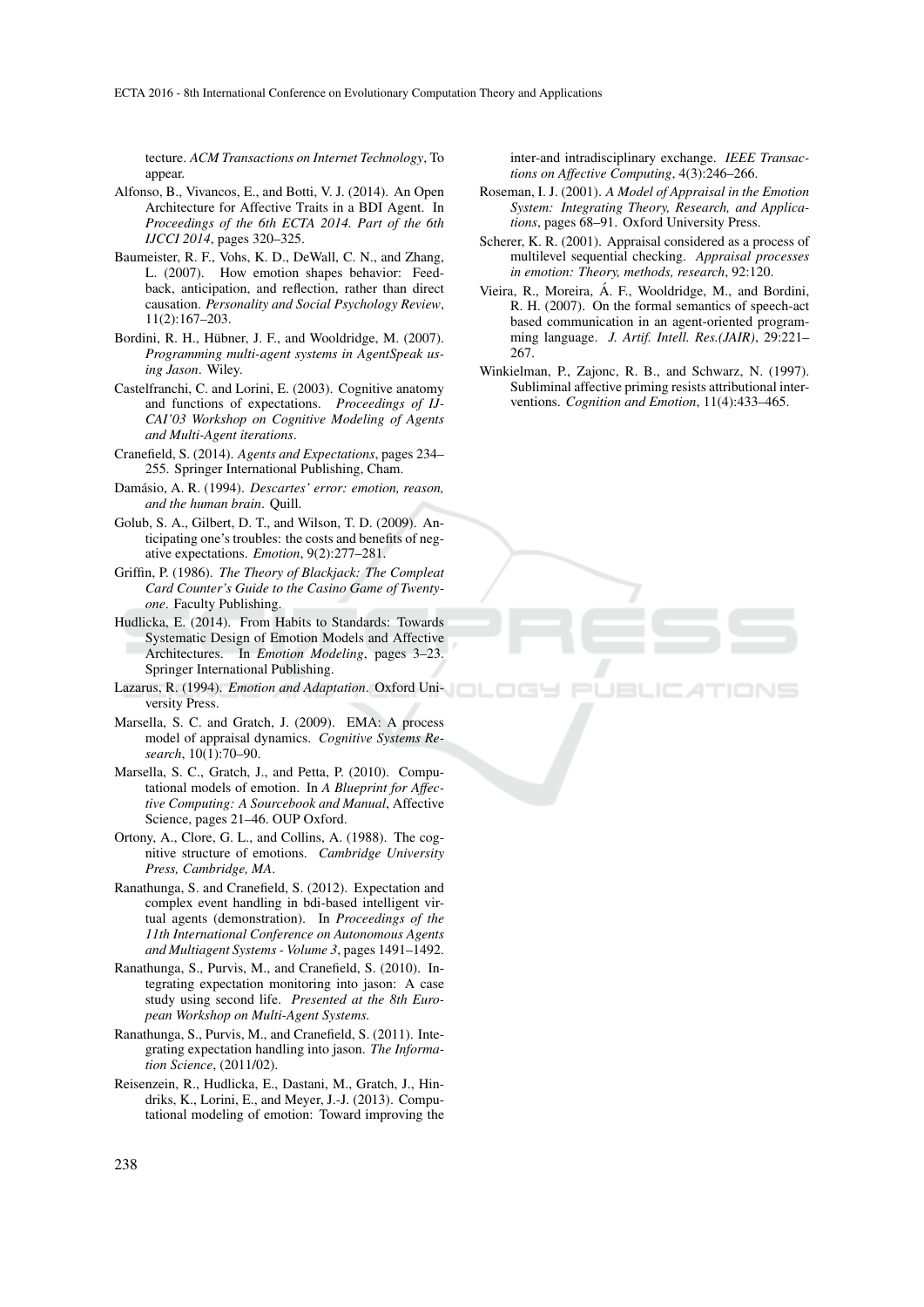tecture. *ACM Transactions on Internet Technology*, To appear.

Alfonso, B., Vivancos, E., and Botti, V. J. (2014). An Open Architecture for Affective Traits in a BDI Agent. In *Proceedings of the 6th ECTA 2014. Part of the 6th IJCCI 2014*, pages 320–325.

Baumeister, R. F., Vohs, K. D., DeWall, C. N., and Zhang, L. (2007). How emotion shapes behavior: Feedback, anticipation, and reflection, rather than direct causation. *Personality and Social Psychology Review*, 11(2):167–203.

Bordini, R. H., Hübner, J. F., and Wooldridge, M. (2007). *Programming multi-agent systems in AgentSpeak using Jason*. Wiley.

Castelfranchi, C. and Lorini, E. (2003). Cognitive anatomy and functions of expectations. *Proceedings of IJ-CAI'03 Workshop on Cognitive Modeling of Agents and Multi-Agent iterations*.

Cranefield, S. (2014). *Agents and Expectations*, pages 234–255. Springer International Publishing, Cham.

Damásio, A. R. (1994). *Descartes' error: emotion, reason, and the human brain*. Quill.

Golub, S. A., Gilbert, D. T., and Wilson, T. D. (2009). Anticipating one's troubles: the costs and benefits of negative expectations. *Emotion*, 9(2):277–281.

Griffin, P. (1986). *The Theory of Blackjack: The Compleat Card Counter's Guide to the Casino Game of Twenty-one*. Faculty Publishing.

Hudlicka, E. (2014). From Habits to Standards: Towards Systematic Design of Emotion Models and Affective Architectures. In *Emotion Modeling*, pages 3–23. Springer International Publishing.

Lazarus, R. (1994). *Emotion and Adaptation*. Oxford University Press.

Marsella, S. C. and Gratch, J. (2009). EMA: A process model of appraisal dynamics. *Cognitive Systems Research*, 10(1):70–90.

Marsella, S. C., Gratch, J., and Petta, P. (2010). Computational models of emotion. In *A Blueprint for Affective Computing: A Sourcebook and Manual*, Affective Science, pages 21–46. OUP Oxford.

Ortony, A., Clore, G. L., and Collins, A. (1988). The cognitive structure of emotions. *Cambridge University Press, Cambridge, MA*.

Ranathunga, S. and Cranefield, S. (2012). Expectation and complex event handling in bdi-based intelligent virtual agents (demonstration). In *Proceedings of the 11th International Conference on Autonomous Agents and Multiagent Systems - Volume 3*, pages 1491–1492.

Ranathunga, S., Purvis, M., and Cranefield, S. (2010). Integrating expectation monitoring into jason: A case study using second life. *Presented at the 8th European Workshop on Multi-Agent Systems.*

Ranathunga, S., Purvis, M., and Cranefield, S. (2011). Integrating expectation handling into jason. *The Information Science*, (2011/02).

Reisenzein, R., Hudlicka, E., Dastani, M., Gratch, J., Hindriks, K., Lorini, E., and Meyer, J.-J. (2013). Computational modeling of emotion: Toward improving the inter-and intradisciplinary exchange. *IEEE Transactions on Affective Computing*, 4(3):246–266.

Roseman, I. J. (2001). *A Model of Appraisal in the Emotion System: Integrating Theory, Research, and Applications*, pages 68–91. Oxford University Press.

Scherer, K. R. (2001). Appraisal considered as a process of multilevel sequential checking. *Appraisal processes in emotion: Theory, methods, research*, 92:120.

Vieira, R., Moreira, Á. F., Wooldridge, M., and Bordini, R. H. (2007). On the formal semantics of speech-act based communication in an agent-oriented programming language. *J. Artif. Intell. Res.(JAIR)*, 29:221–267.

Winkielman, P., Zajonc, R. B., and Schwarz, N. (1997). Subliminal affective priming resists attributional interventions. *Cognition and Emotion*, 11(4):433–465.